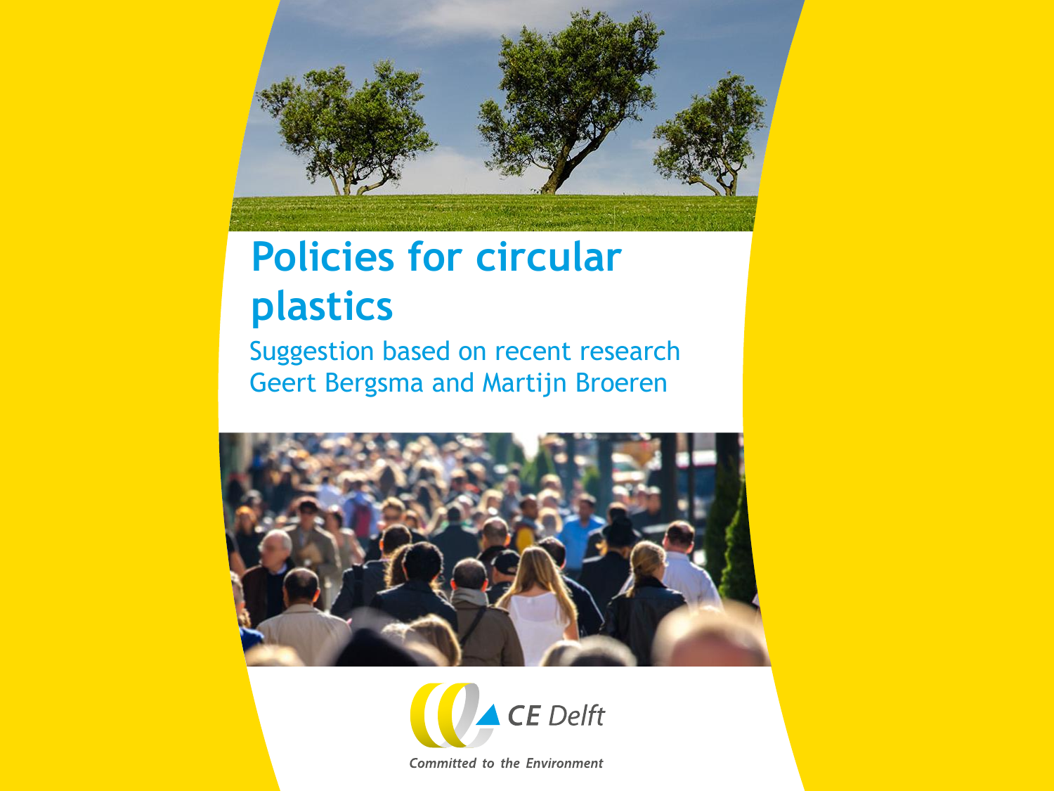# Policies for circular plastics

Suggestion based on recent research

Geert Bergsma and Martijn Broeren

CE Delft

*Committed to the Environment*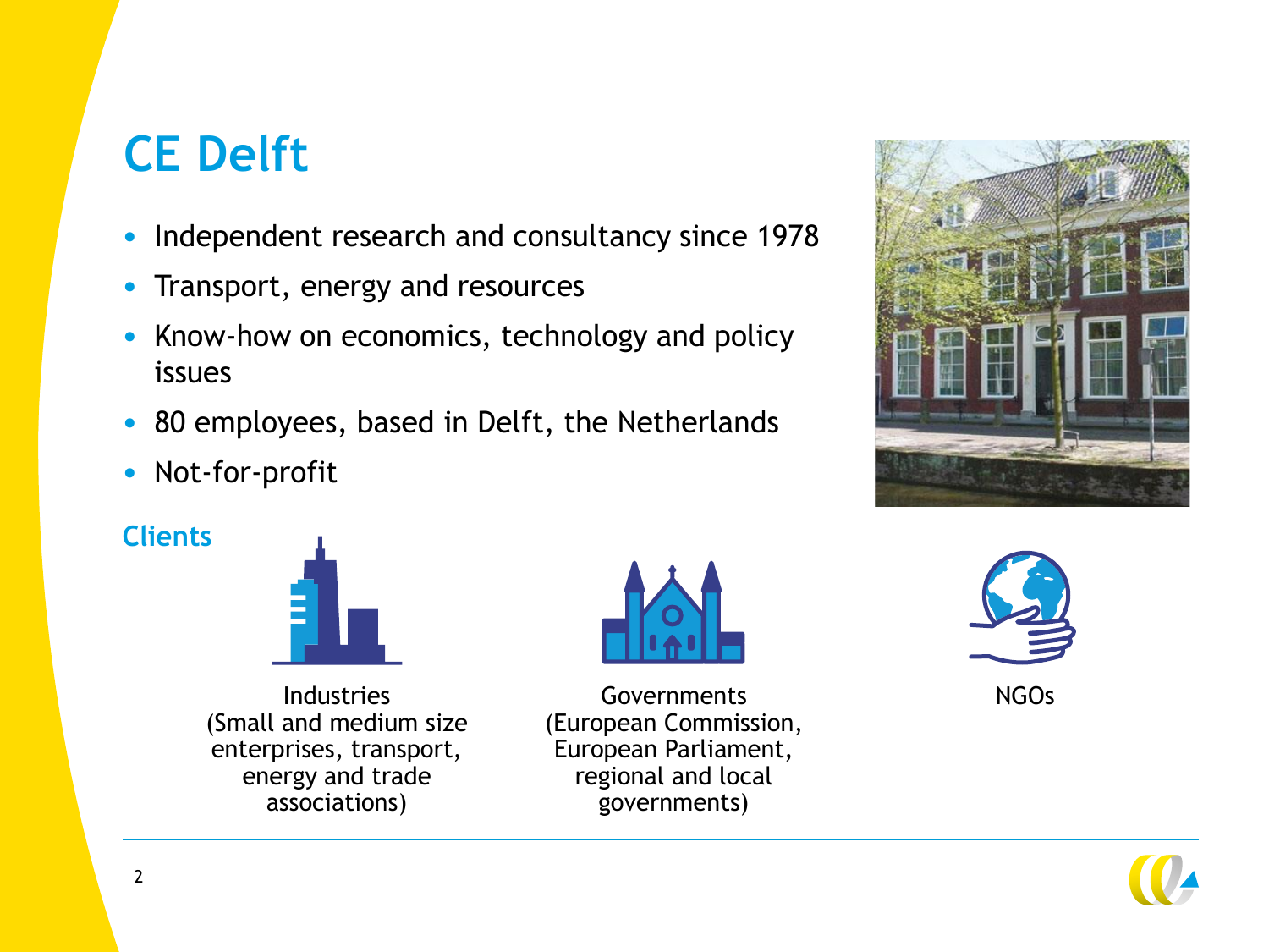# CE Delft

- Independent research and consultancy since 1978
- Transport, energy and resources
- Know-how on economics, technology and policy issues
- 80 employees, based in Delft, the Netherlands
- Not-for-profit

## Clients

Industries
(Small and medium size enterprises, transport, energy and trade associations)

Governments
(European Commission, European Parliament, regional and local governments)

NGOs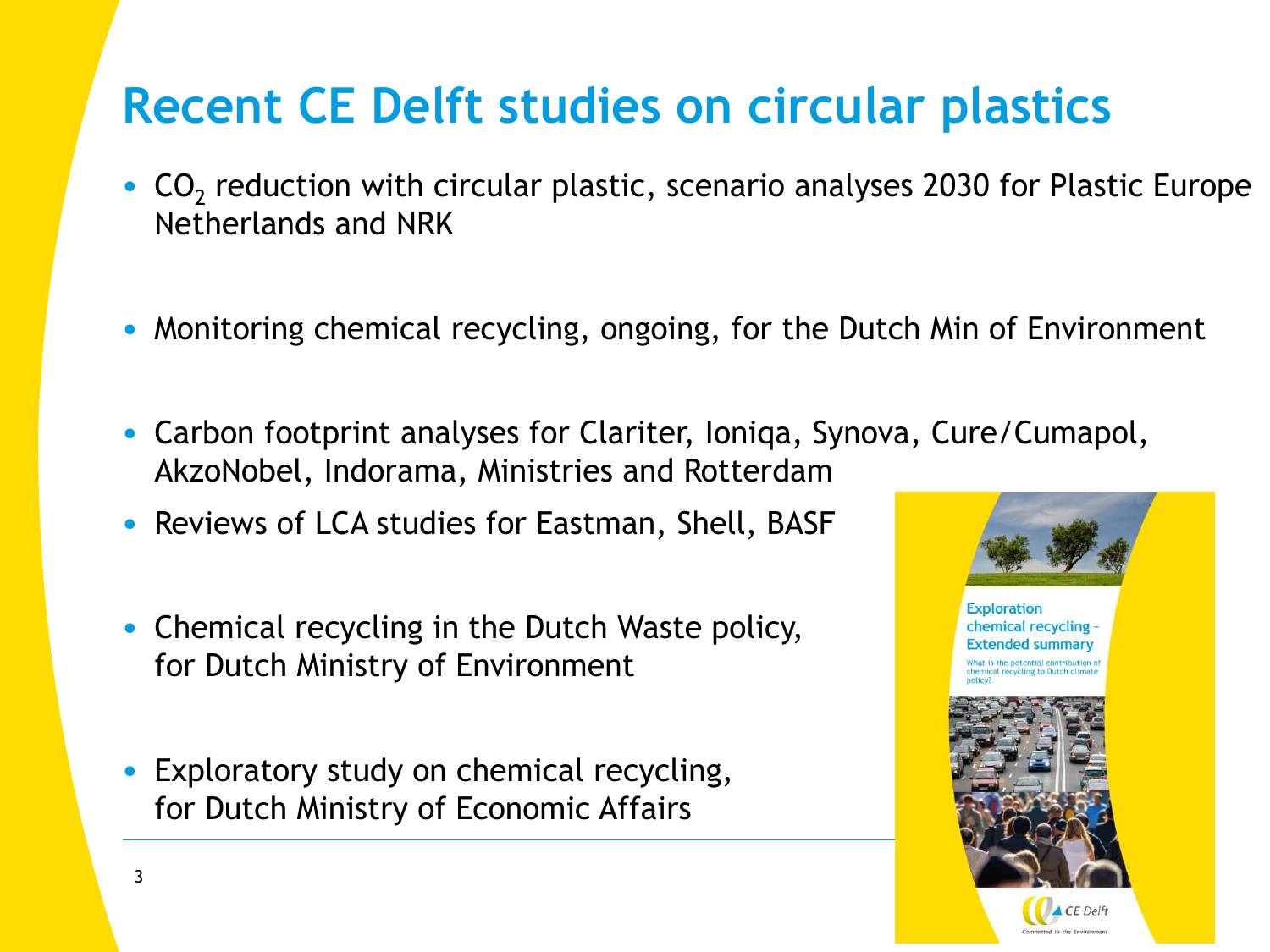# Recent CE Delft studies on circular plastics

- $CO_2$ reduction with circular plastic, scenario analyses 2030 for Plastic Europe Netherlands and NRK
- Monitoring chemical recycling, ongoing, for the Dutch Min of Environment
- Carbon footprint analyses for Clariter, Ioniqa, Synova, Cure/Cumapol, AkzoNobel, Indorama, Ministries and Rotterdam
- Reviews of LCA studies for Eastman, Shell, BASF
- Chemical recycling in the Dutch Waste policy, for Dutch Ministry of Environment
- Exploratory study on chemical recycling, for Dutch Ministry of Economic Affairs

Exploration chemical recycling – Extended summary

What is the potential contribution of chemical recycling to Dutch climate policy?

CE Delft

Committed to the Environment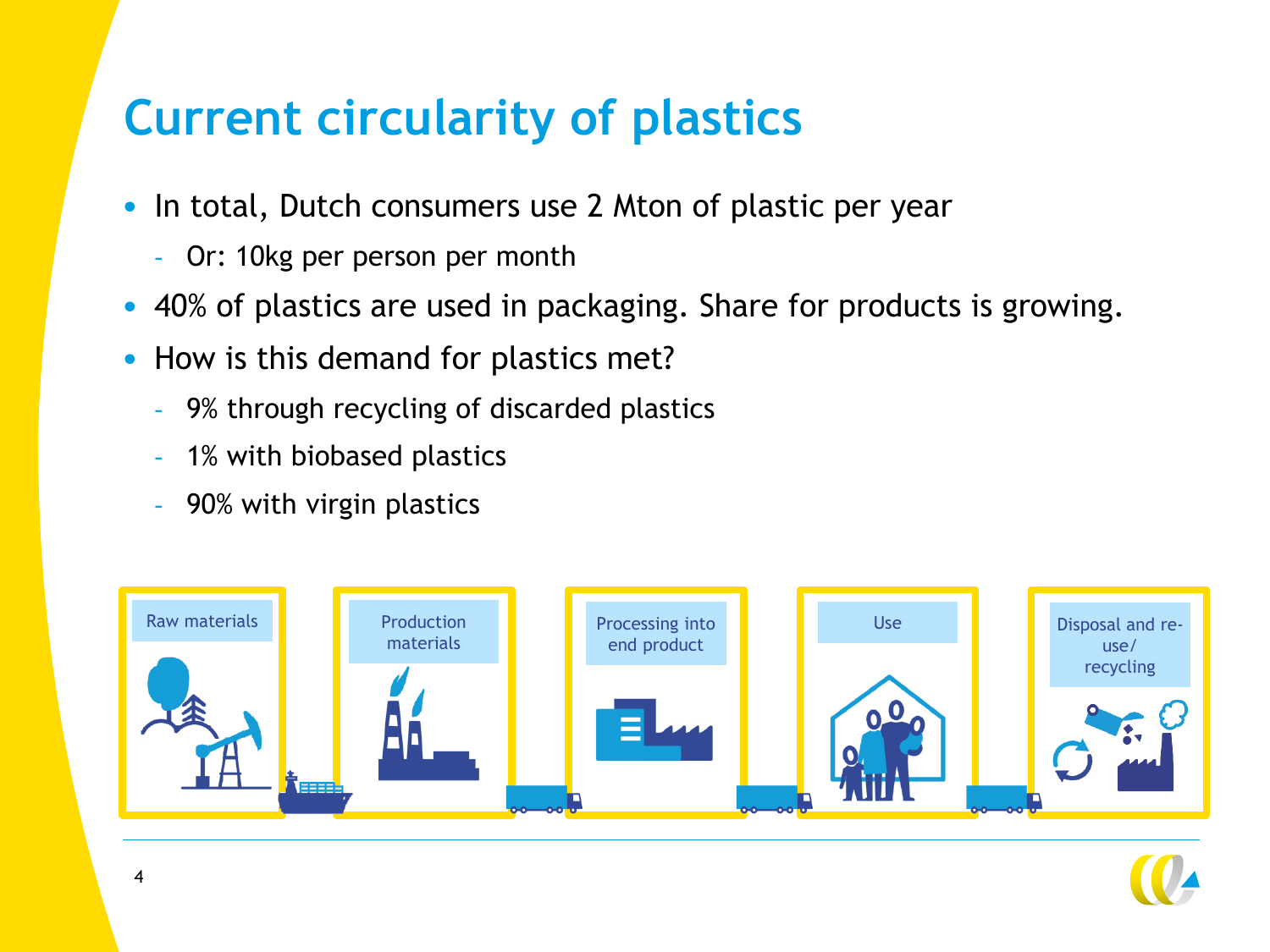# Current circularity of plastics

- In total, Dutch consumers use 2 Mton of plastic per year
  - Or: 10kg per person per month
- 40% of plastics are used in packaging. Share for products is growing.
- How is this demand for plastics met?
  - 9% through recycling of discarded plastics
  - 1% with biobased plastics
  - 90% with virgin plastics

Raw materials → Production materials → Processing into end product → Use → Disposal and re-use/ recycling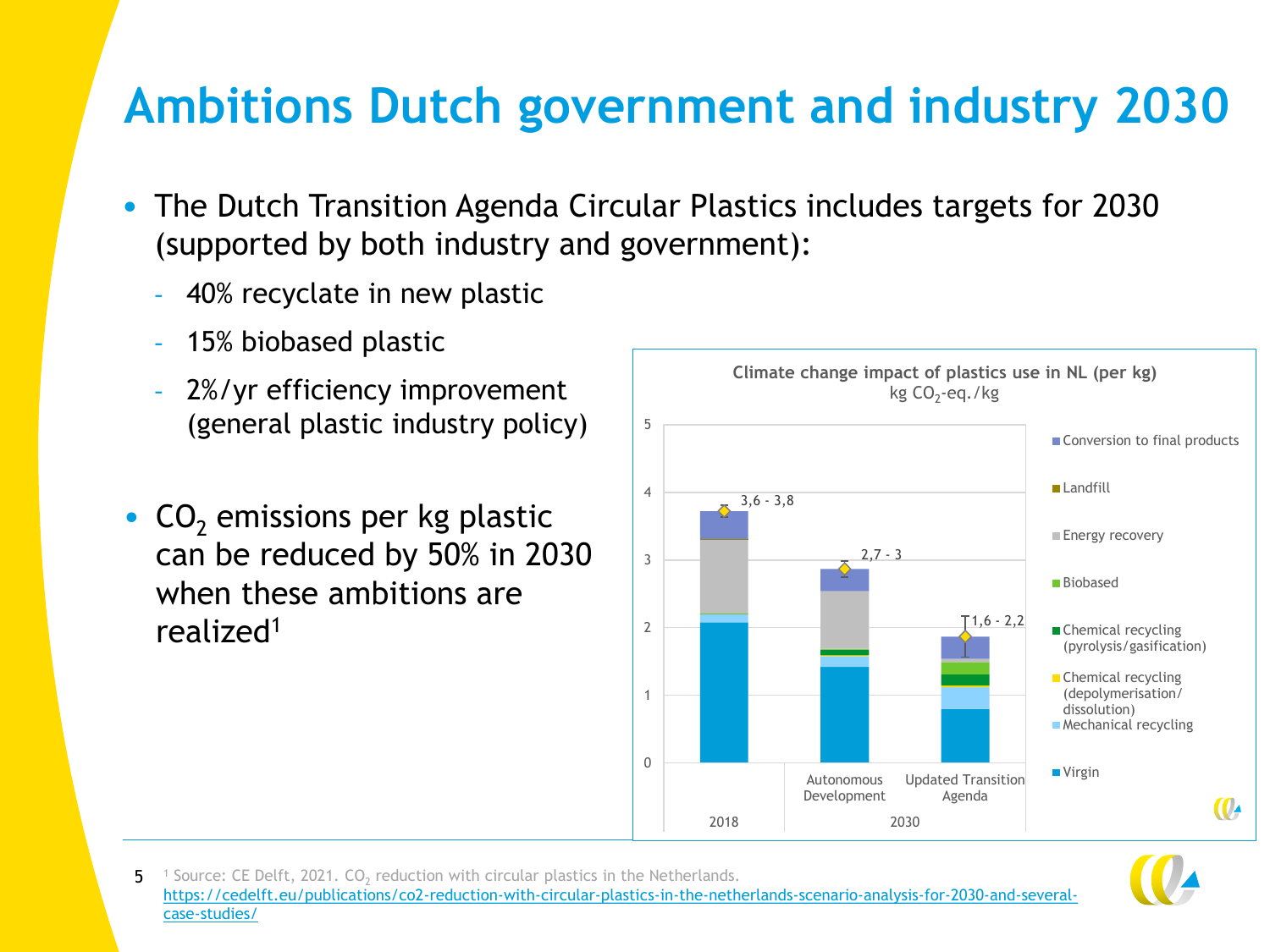# Ambitions Dutch government and industry 2030

- The Dutch Transition Agenda Circular Plastics includes targets for 2030 (supported by both industry and government):
  - 40% recyclate in new plastic
  - 15% biobased plastic
  - 2%/yr efficiency improvement (general plastic industry policy)
- $CO_2$ emissions per kg plastic can be reduced by 50% in 2030 when these ambitions are realized[1]

**Climate change impact of plastics use in NL (per kg)**
kg $CO_2$-eq./kg

| Scenario | Range (kg $CO_2$-eq./kg) |
| --- | --- |
| 2018 | 3,6 - 3,8 |
| 2030 – Autonomous Development | 2,7 - 3 |
| 2030 – Updated Transition Agenda | 1,6 - 2,2 |

Legend: Conversion to final products; Landfill; Energy recovery; Biobased; Chemical recycling (pyrolysis/gasification); Chemical recycling (depolymerisation/dissolution); Mechanical recycling; Virgin

[1] Source: CE Delft, 2021. $CO_2$ reduction with circular plastics in the Netherlands. https://cedelft.eu/publications/co2-reduction-with-circular-plastics-in-the-netherlands-scenario-analysis-for-2030-and-several-case-studies/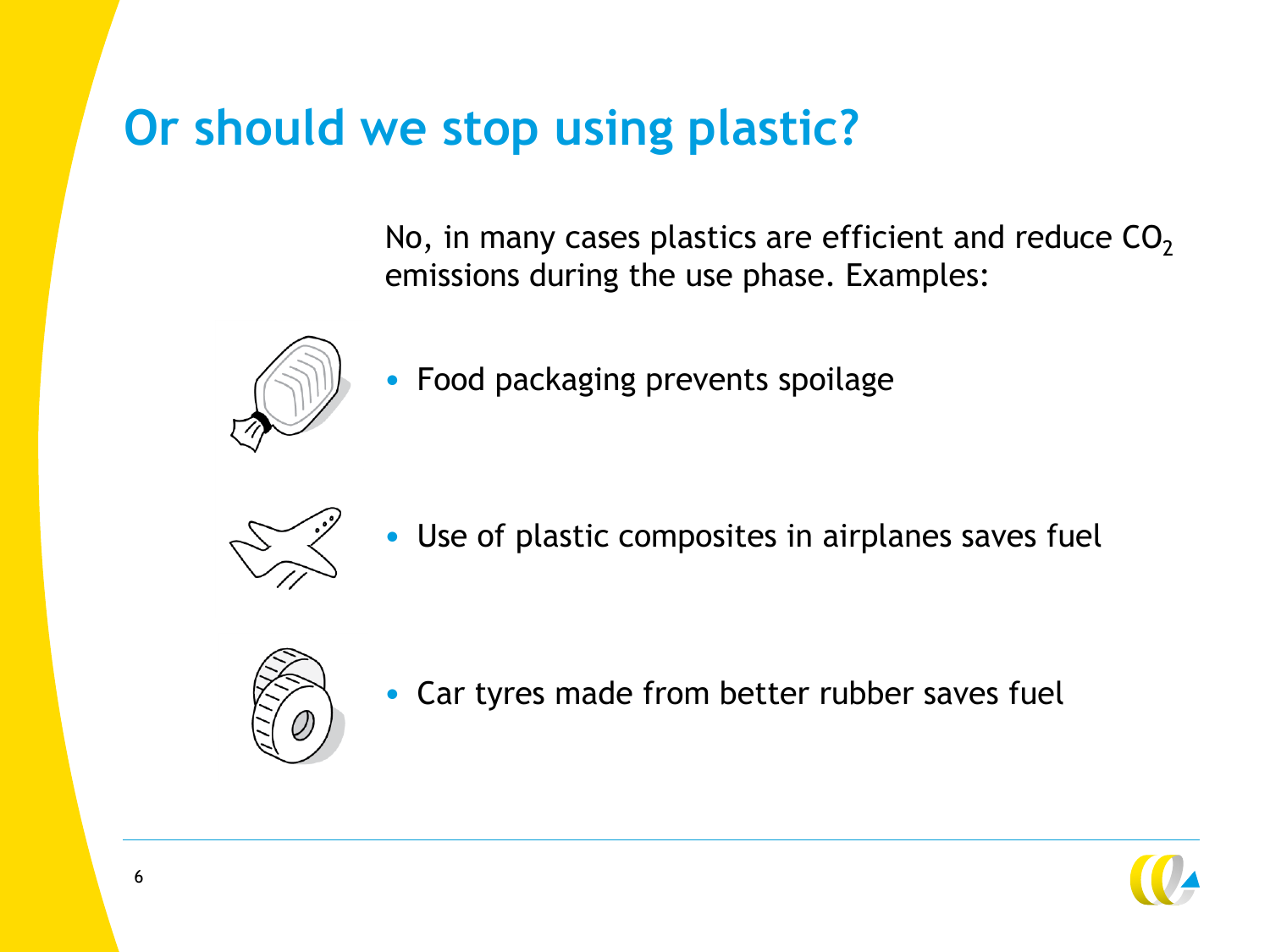# Or should we stop using plastic?

No, in many cases plastics are efficient and reduce $CO_2$ emissions during the use phase. Examples:

- Food packaging prevents spoilage
- Use of plastic composites in airplanes saves fuel
- Car tyres made from better rubber saves fuel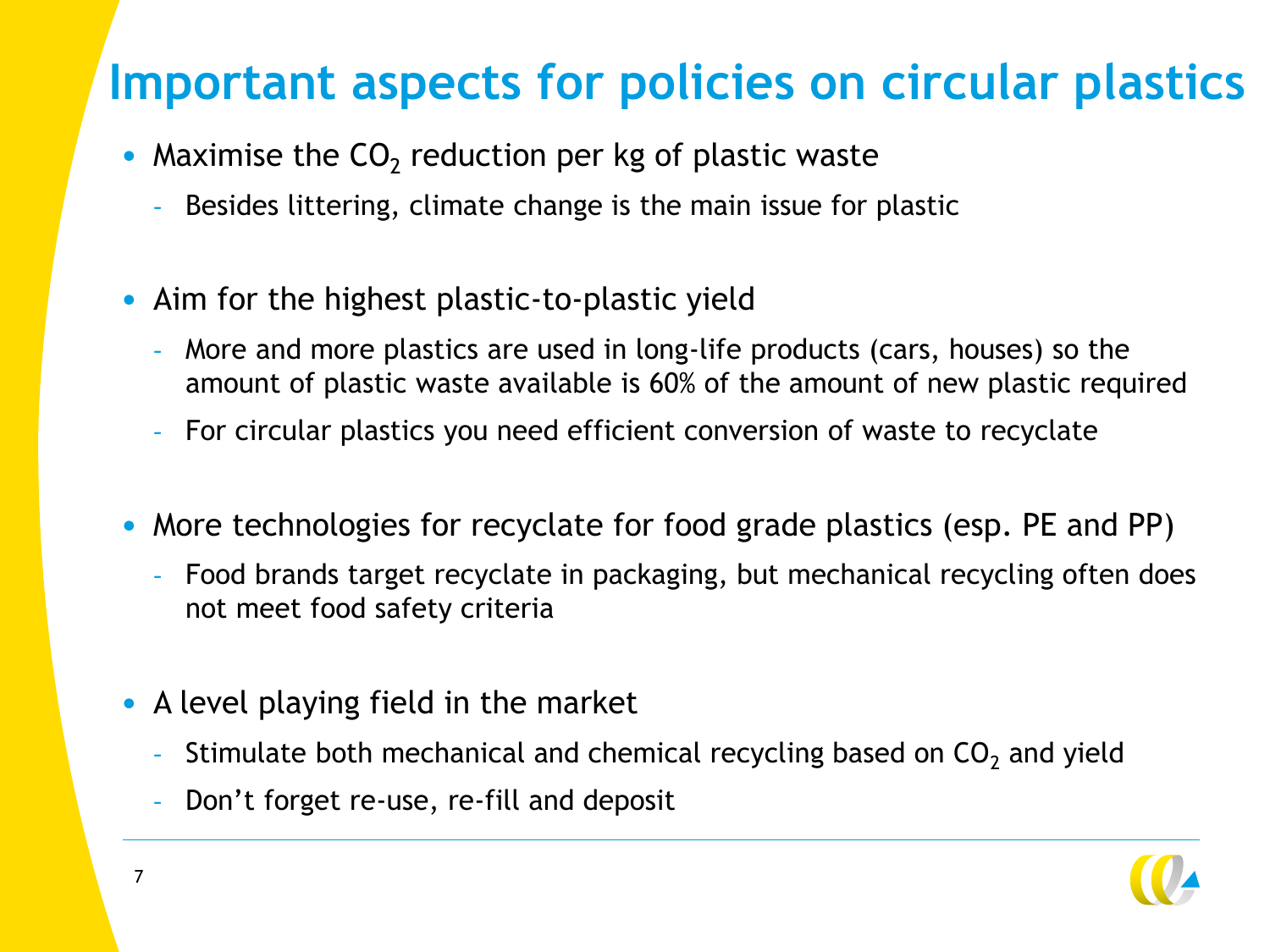# Important aspects for policies on circular plastics

- Maximise the $CO_2$ reduction per kg of plastic waste
  - Besides littering, climate change is the main issue for plastic

- Aim for the highest plastic-to-plastic yield
  - More and more plastics are used in long-life products (cars, houses) so the amount of plastic waste available is 60% of the amount of new plastic required
  - For circular plastics you need efficient conversion of waste to recyclate

- More technologies for recyclate for food grade plastics (esp. PE and PP)
  - Food brands target recyclate in packaging, but mechanical recycling often does not meet food safety criteria

- A level playing field in the market
  - Stimulate both mechanical and chemical recycling based on $CO_2$ and yield
  - Don't forget re-use, re-fill and deposit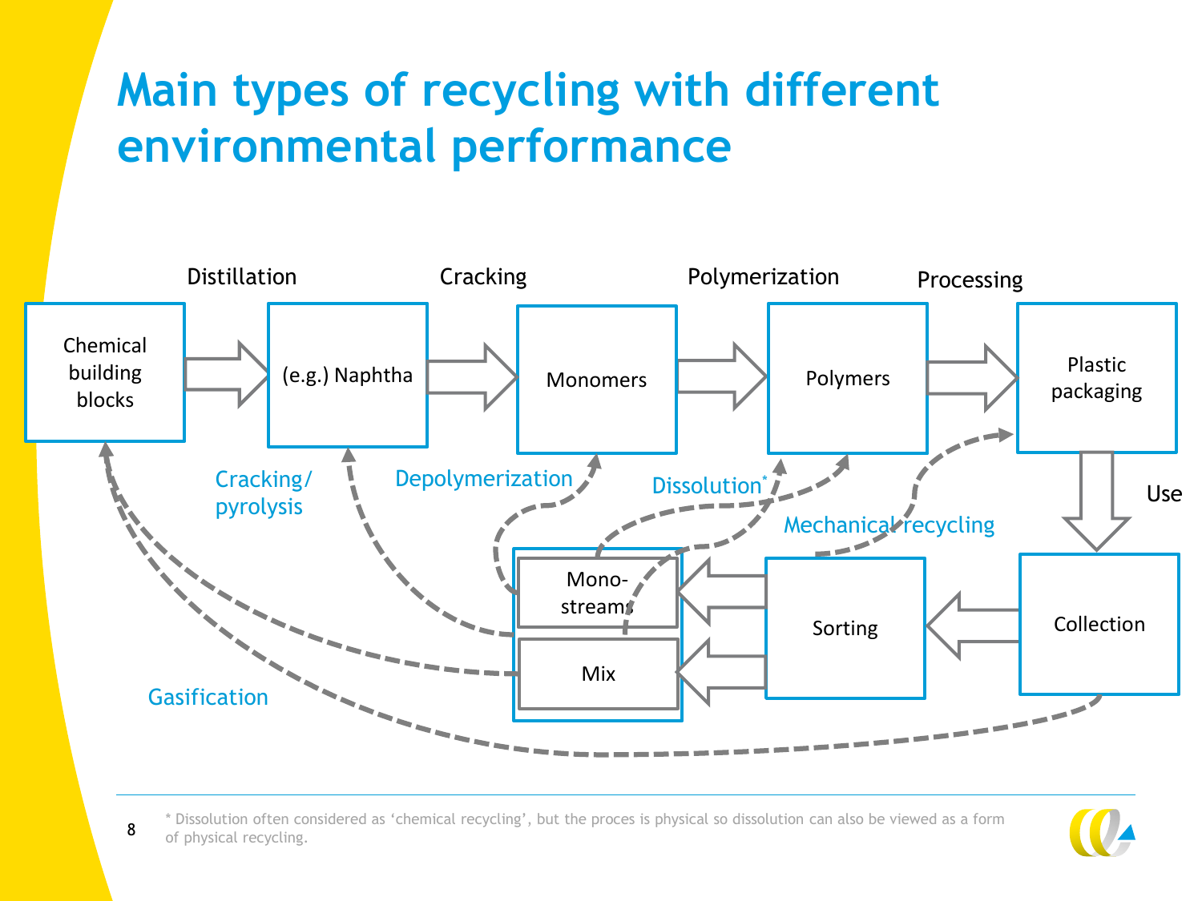# Main types of recycling with different environmental performance

Distillation

Cracking

Polymerization

Processing

Chemical building blocks

(e.g.) Naphtha

Monomers

Polymers

Plastic packaging

Use

Collection

Sorting

Mono-streams

Mix

Cracking/ pyrolysis

Depolymerization

Dissolution*

Mechanical recycling

Gasification

\* Dissolution often considered as ‘chemical recycling’, but the proces is physical so dissolution can also be viewed as a form of physical recycling.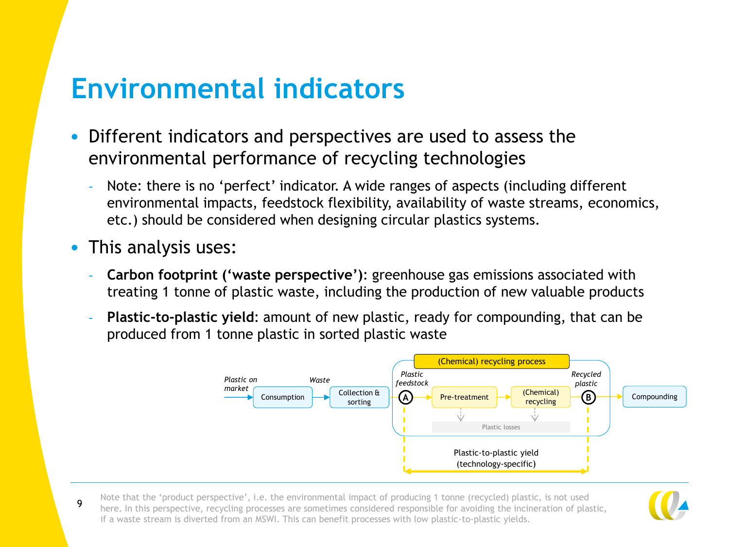# Environmental indicators

- Different indicators and perspectives are used to assess the environmental performance of recycling technologies
  - Note: there is no 'perfect' indicator. A wide ranges of aspects (including different environmental impacts, feedstock flexibility, availability of waste streams, economics, etc.) should be considered when designing circular plastics systems.
- This analysis uses:
  - **Carbon footprint ('waste perspective')**: greenhouse gas emissions associated with treating 1 tonne of plastic waste, including the production of new valuable products
  - **Plastic-to-plastic yield**: amount of new plastic, ready for compounding, that can be produced from 1 tonne plastic in sorted plastic waste

*Plastic on market* → Consumption → *Waste* → Collection & sorting → [(Chemical) recycling process: *Plastic feedstock* (A) → Pre-treatment → (Chemical) recycling → (B) *Recycled plastic*; Plastic losses] → Compounding

Plastic-to-plastic yield (technology-specific): from A to B

Note that the 'product perspective', i.e. the environmental impact of producing 1 tonne (recycled) plastic, is not used here. In this perspective, recycling processes are sometimes considered responsible for avoiding the incineration of plastic, if a waste stream is diverted from an MSWI. This can benefit processes with low plastic-to-plastic yields.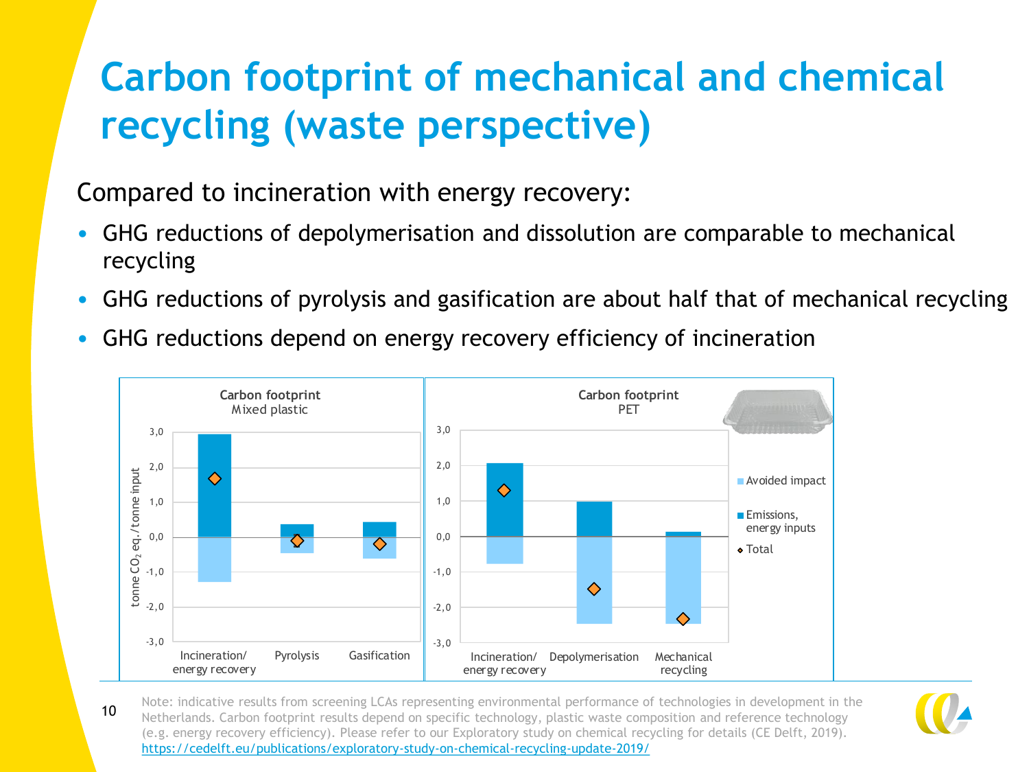# Carbon footprint of mechanical and chemical recycling (waste perspective)

Compared to incineration with energy recovery:

- GHG reductions of depolymerisation and dissolution are comparable to mechanical recycling
- GHG reductions of pyrolysis and gasification are about half that of mechanical recycling
- GHG reductions depend on energy recovery efficiency of incineration

**Carbon footprint**
Mixed plastic

Y-axis: tonne $CO_2$ eq./tonne input (from -3,0 to 3,0)

Categories: Incineration/ energy recovery; Pyrolysis; Gasification

**Carbon footprint**
PET

Y-axis: from -3,0 to 3,0

Categories: Incineration/ energy recovery; Depolymerisation; Mechanical recycling

Legend: Avoided impact; Emissions, energy inputs; Total

Note: indicative results from screening LCAs representing environmental performance of technologies in development in the Netherlands. Carbon footprint results depend on specific technology, plastic waste composition and reference technology (e.g. energy recovery efficiency). Please refer to our Exploratory study on chemical recycling for details (CE Delft, 2019). https://cedelft.eu/publications/exploratory-study-on-chemical-recycling-update-2019/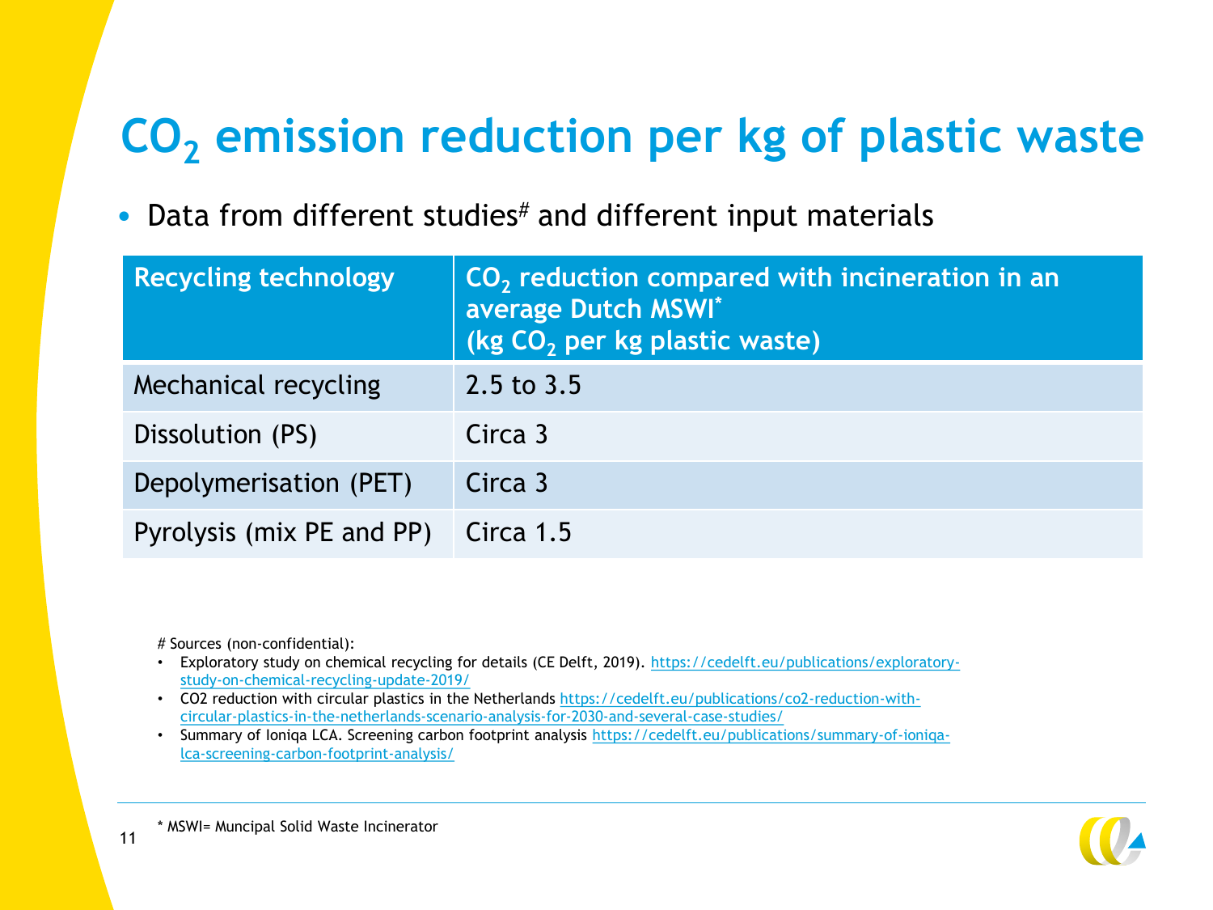# $CO_2$ emission reduction per kg of plastic waste

- Data from different studies# and different input materials

| Recycling technology | $CO_2$ reduction compared with incineration in an average Dutch MSWI* (kg $CO_2$ per kg plastic waste) |
|---|---|
| Mechanical recycling | 2.5 to 3.5 |
| Dissolution (PS) | Circa 3 |
| Depolymerisation (PET) | Circa 3 |
| Pyrolysis (mix PE and PP) | Circa 1.5 |

# Sources (non-confidential):

- Exploratory study on chemical recycling for details (CE Delft, 2019). https://cedelft.eu/publications/exploratory-study-on-chemical-recycling-update-2019/
- CO2 reduction with circular plastics in the Netherlands https://cedelft.eu/publications/co2-reduction-with-circular-plastics-in-the-netherlands-scenario-analysis-for-2030-and-several-case-studies/
- Summary of Ioniqa LCA. Screening carbon footprint analysis https://cedelft.eu/publications/summary-of-ioniqa-lca-screening-carbon-footprint-analysis/

\* MSWI= Muncipal Solid Waste Incinerator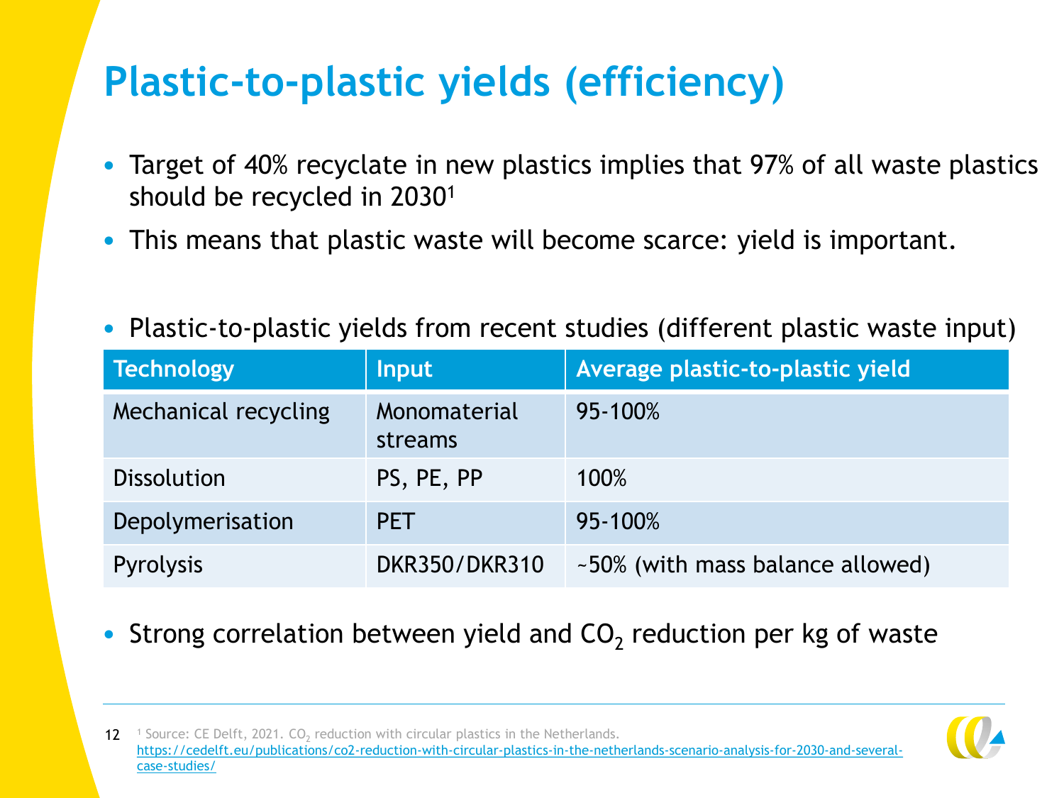# Plastic-to-plastic yields (efficiency)

- Target of 40% recyclate in new plastics implies that 97% of all waste plastics should be recycled in 2030[1]
- This means that plastic waste will become scarce: yield is important.

- Plastic-to-plastic yields from recent studies (different plastic waste input)

| Technology | Input | Average plastic-to-plastic yield |
| --- | --- | --- |
| Mechanical recycling | Monomaterial streams | 95-100% |
| Dissolution | PS, PE, PP | 100% |
| Depolymerisation | PET | 95-100% |
| Pyrolysis | DKR350/DKR310 | ~50% (with mass balance allowed) |

- Strong correlation between yield and $CO_2$ reduction per kg of waste

[1] Source: CE Delft, 2021. $CO_2$ reduction with circular plastics in the Netherlands. https://cedelft.eu/publications/co2-reduction-with-circular-plastics-in-the-netherlands-scenario-analysis-for-2030-and-several-case-studies/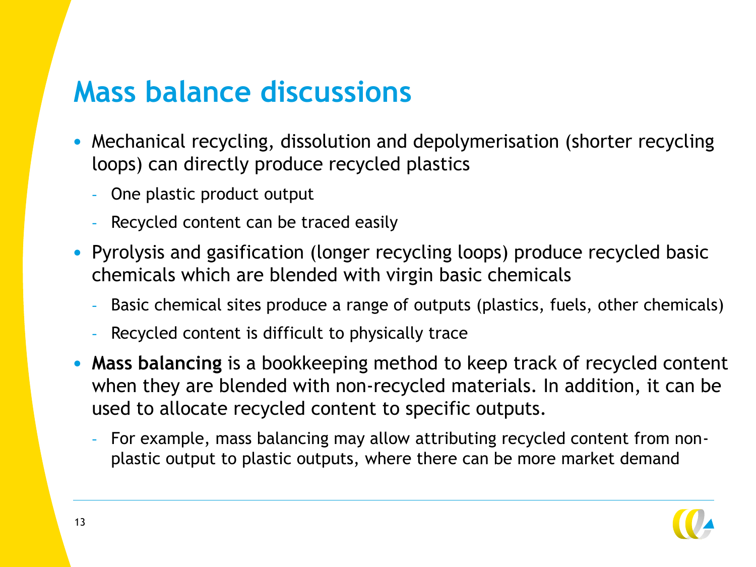# Mass balance discussions

- Mechanical recycling, dissolution and depolymerisation (shorter recycling loops) can directly produce recycled plastics
  - One plastic product output
  - Recycled content can be traced easily
- Pyrolysis and gasification (longer recycling loops) produce recycled basic chemicals which are blended with virgin basic chemicals
  - Basic chemical sites produce a range of outputs (plastics, fuels, other chemicals)
  - Recycled content is difficult to physically trace
- **Mass balancing** is a bookkeeping method to keep track of recycled content when they are blended with non-recycled materials. In addition, it can be used to allocate recycled content to specific outputs.
  - For example, mass balancing may allow attributing recycled content from non-plastic output to plastic outputs, where there can be more market demand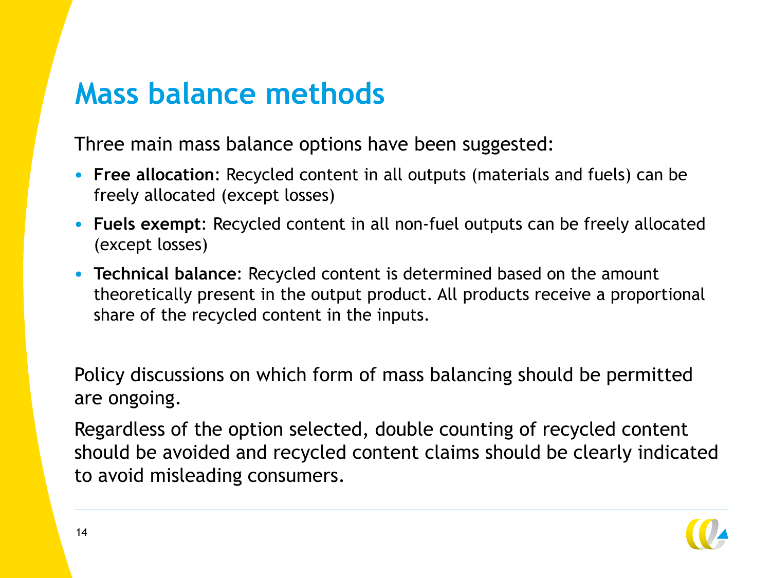# Mass balance methods

Three main mass balance options have been suggested:

- **Free allocation**: Recycled content in all outputs (materials and fuels) can be freely allocated (except losses)
- **Fuels exempt**: Recycled content in all non-fuel outputs can be freely allocated (except losses)
- **Technical balance**: Recycled content is determined based on the amount theoretically present in the output product. All products receive a proportional share of the recycled content in the inputs.

Policy discussions on which form of mass balancing should be permitted are ongoing.

Regardless of the option selected, double counting of recycled content should be avoided and recycled content claims should be clearly indicated to avoid misleading consumers.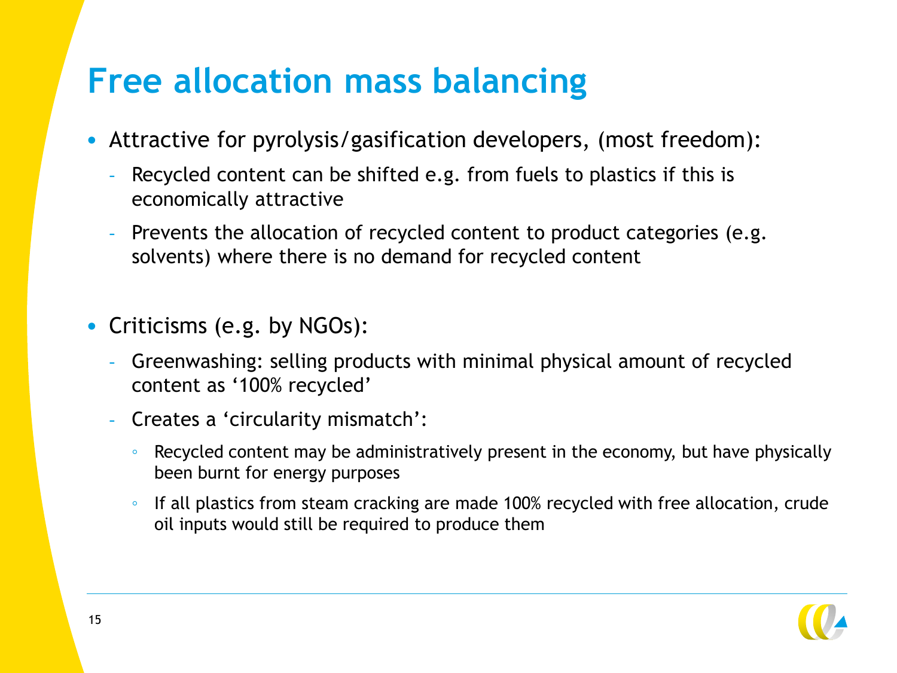# Free allocation mass balancing

- Attractive for pyrolysis/gasification developers, (most freedom):
  - Recycled content can be shifted e.g. from fuels to plastics if this is economically attractive
  - Prevents the allocation of recycled content to product categories (e.g. solvents) where there is no demand for recycled content

- Criticisms (e.g. by NGOs):
  - Greenwashing: selling products with minimal physical amount of recycled content as '100% recycled'
  - Creates a 'circularity mismatch':
    - Recycled content may be administratively present in the economy, but have physically been burnt for energy purposes
    - If all plastics from steam cracking are made 100% recycled with free allocation, crude oil inputs would still be required to produce them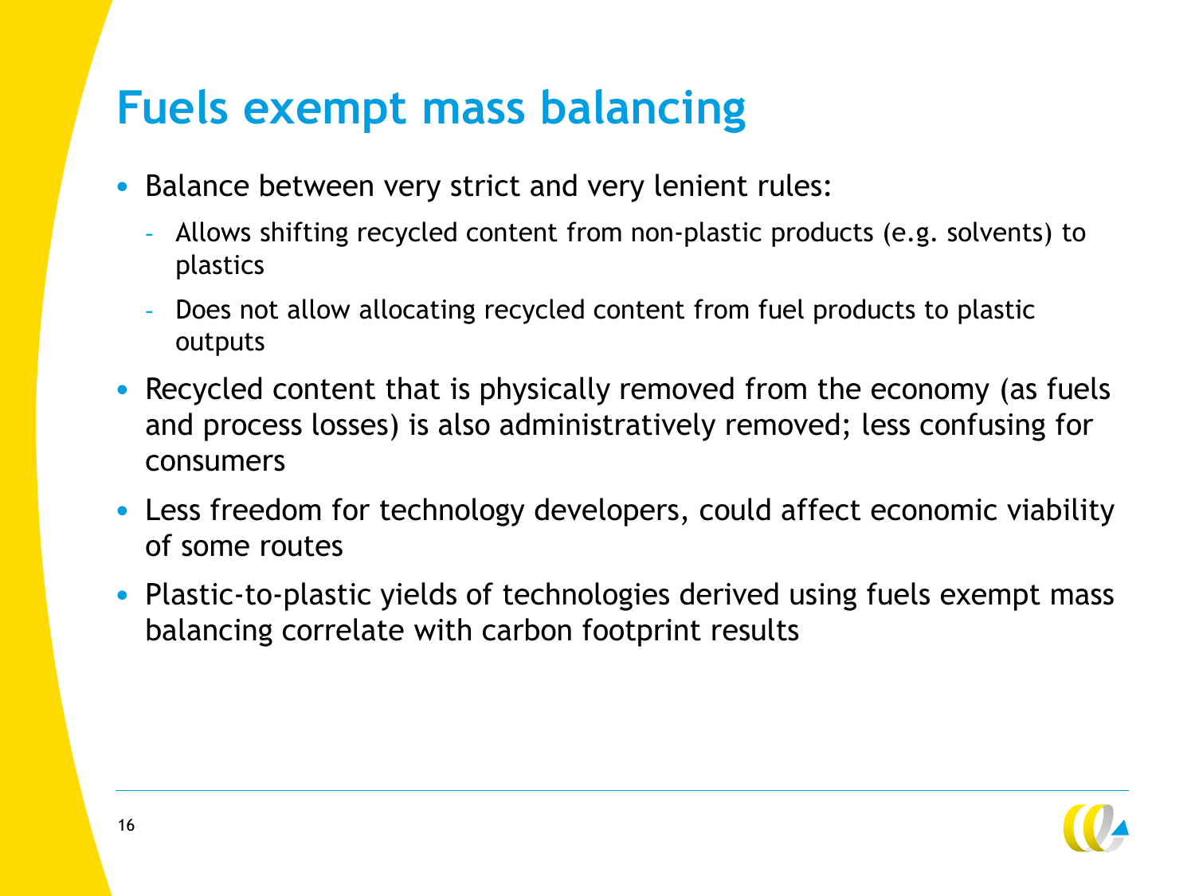# Fuels exempt mass balancing

- Balance between very strict and very lenient rules:
  - Allows shifting recycled content from non-plastic products (e.g. solvents) to plastics
  - Does not allow allocating recycled content from fuel products to plastic outputs
- Recycled content that is physically removed from the economy (as fuels and process losses) is also administratively removed; less confusing for consumers
- Less freedom for technology developers, could affect economic viability of some routes
- Plastic-to-plastic yields of technologies derived using fuels exempt mass balancing correlate with carbon footprint results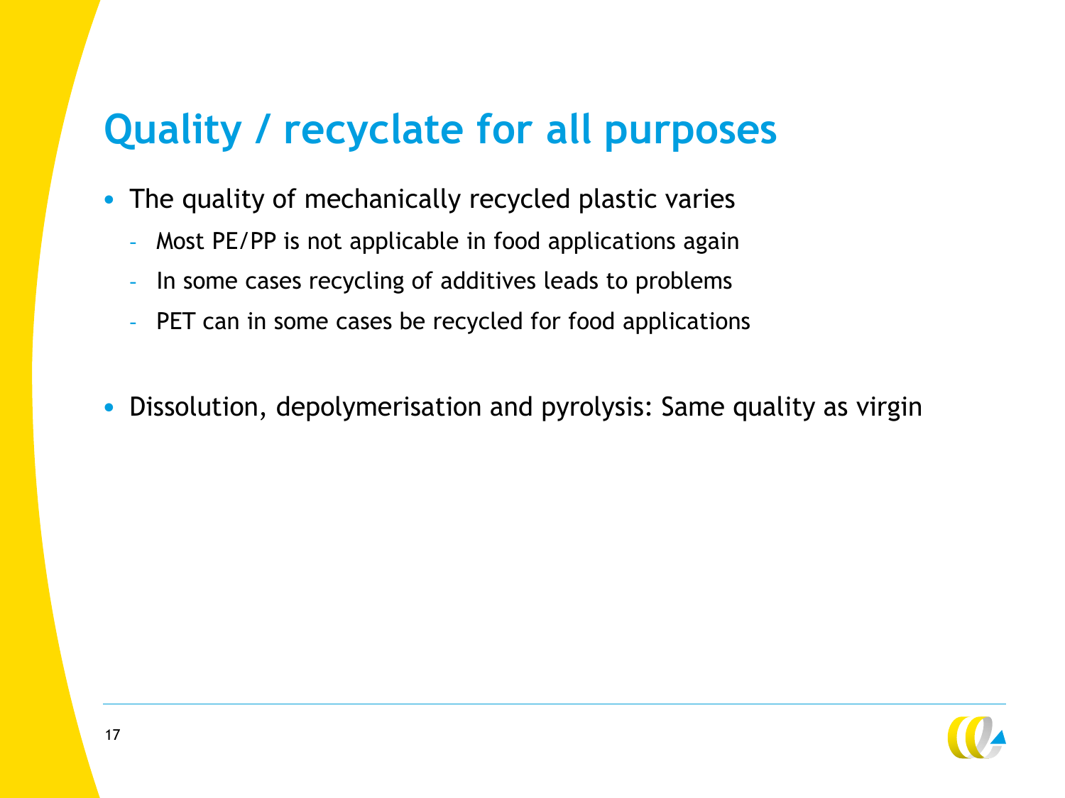# Quality / recyclate for all purposes

- The quality of mechanically recycled plastic varies
  - Most PE/PP is not applicable in food applications again
  - In some cases recycling of additives leads to problems
  - PET can in some cases be recycled for food applications

- Dissolution, depolymerisation and pyrolysis: Same quality as virgin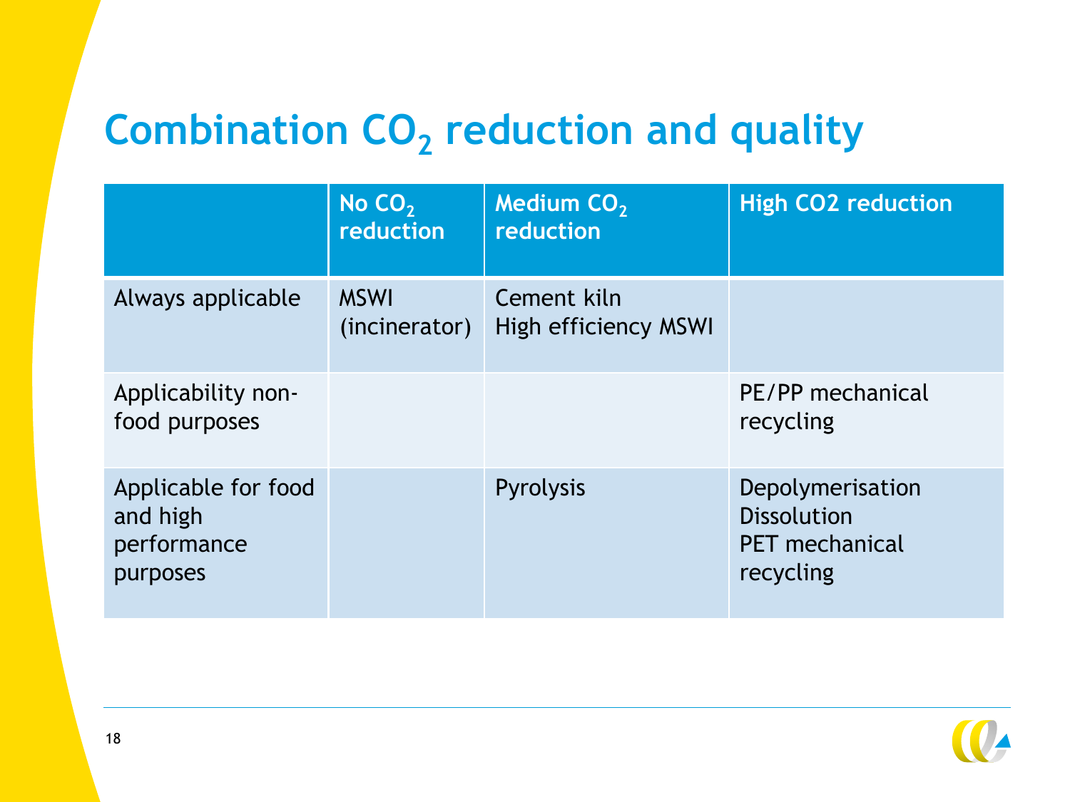# Combination $CO_2$ reduction and quality

| | No $CO_2$ reduction | Medium $CO_2$ reduction | High CO2 reduction |
|---|---|---|---|
| Always applicable | MSWI (incinerator) | Cement kiln<br>High efficiency MSWI | |
| Applicability non-food purposes | | | PE/PP mechanical recycling |
| Applicable for food and high performance purposes | | Pyrolysis | Depolymerisation<br>Dissolution<br>PET mechanical recycling |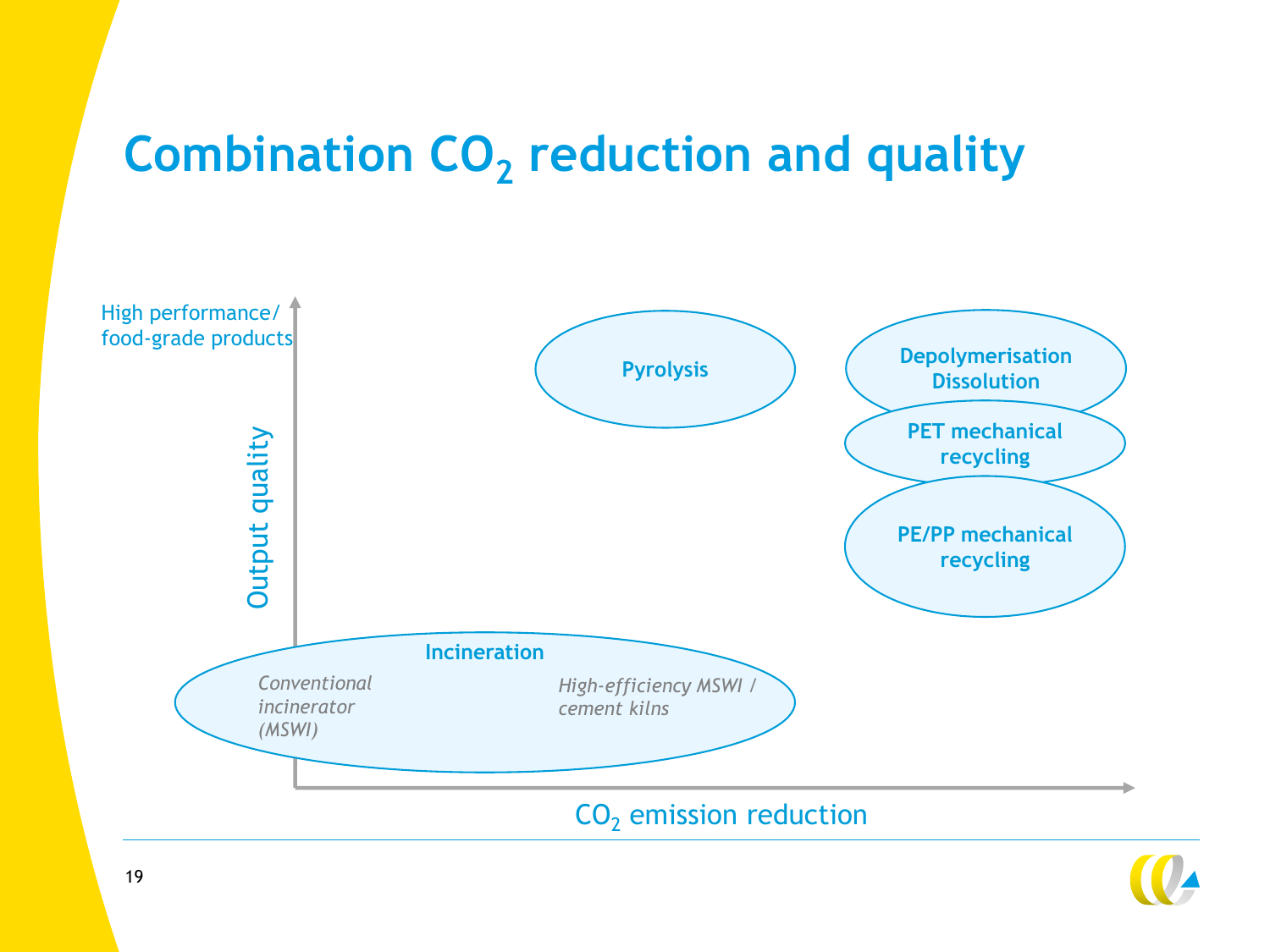# Combination $CO_2$ reduction and quality

High performance/
food-grade products

Output quality

Pyrolysis

Depolymerisation
Dissolution

PET mechanical
recycling

PE/PP mechanical
recycling

Incineration

*Conventional incinerator (MSWI)*

*High-efficiency MSWI / cement kilns*

$CO_2$ emission reduction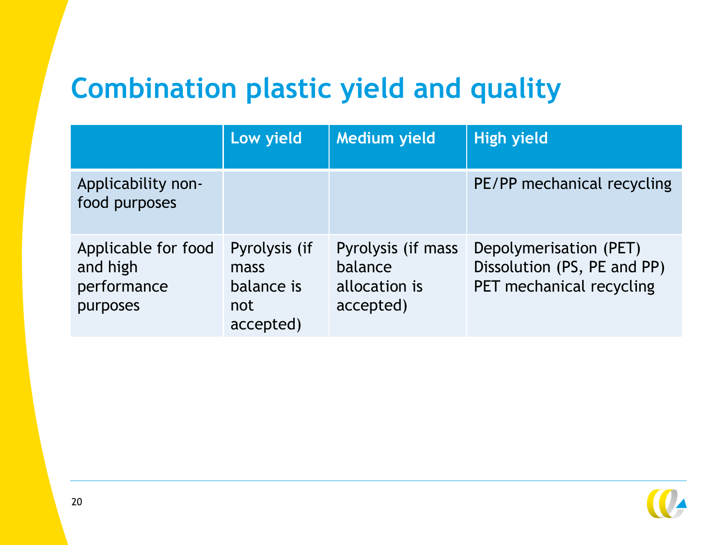# Combination plastic yield and quality

| | Low yield | Medium yield | High yield |
|---|---|---|---|
| Applicability non-food purposes | | | PE/PP mechanical recycling |
| Applicable for food and high performance purposes | Pyrolysis (if mass balance is not accepted) | Pyrolysis (if mass balance allocation is accepted) | Depolymerisation (PET)<br>Dissolution (PS, PE and PP)<br>PET mechanical recycling |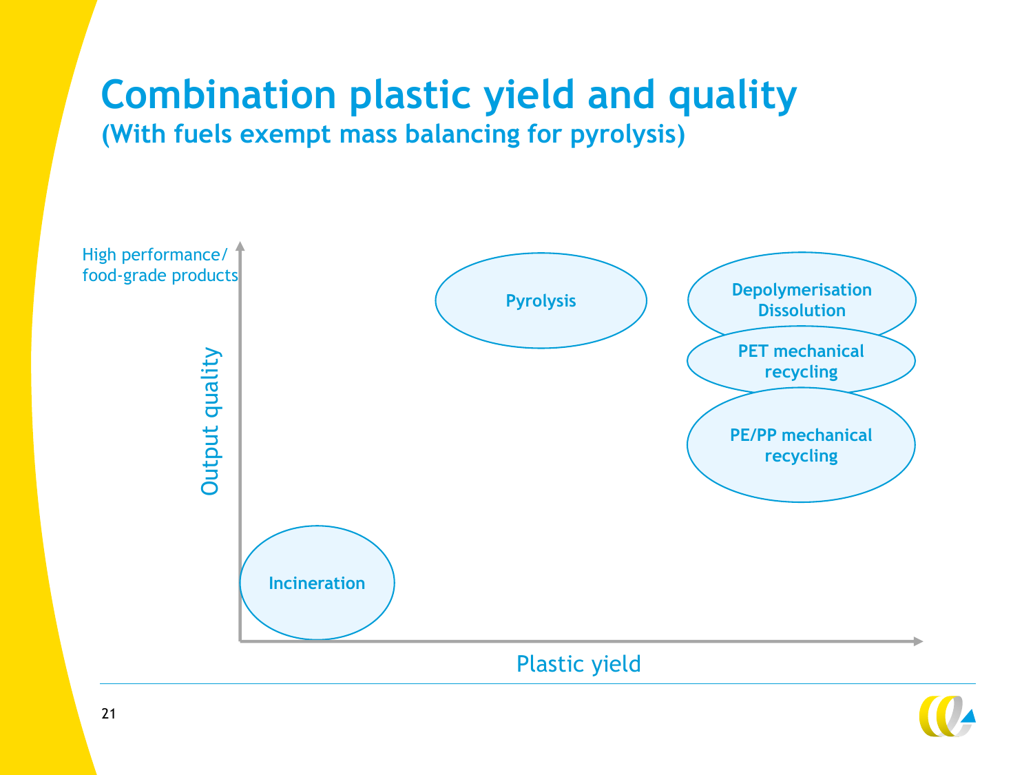# Combination plastic yield and quality

## (With fuels exempt mass balancing for pyrolysis)

High performance/
food-grade products

Output quality

Pyrolysis

Depolymerisation
Dissolution

PET mechanical recycling

PE/PP mechanical recycling

Incineration

Plastic yield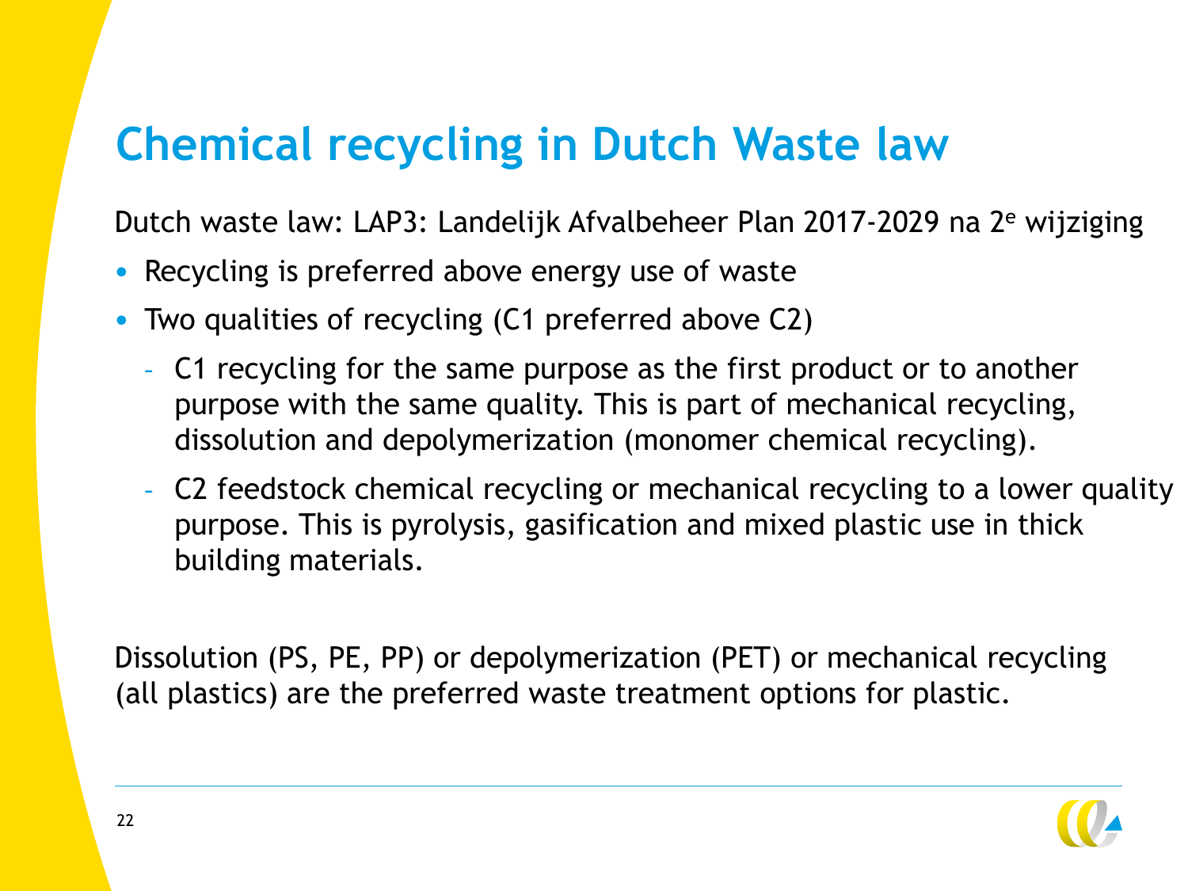# Chemical recycling in Dutch Waste law

Dutch waste law: LAP3: Landelijk Afvalbeheer Plan 2017-2029 na 2e wijziging

- Recycling is preferred above energy use of waste
- Two qualities of recycling (C1 preferred above C2)
  - C1 recycling for the same purpose as the first product or to another purpose with the same quality. This is part of mechanical recycling, dissolution and depolymerization (monomer chemical recycling).
  - C2 feedstock chemical recycling or mechanical recycling to a lower quality purpose. This is pyrolysis, gasification and mixed plastic use in thick building materials.

Dissolution (PS, PE, PP) or depolymerization (PET) or mechanical recycling (all plastics) are the preferred waste treatment options for plastic.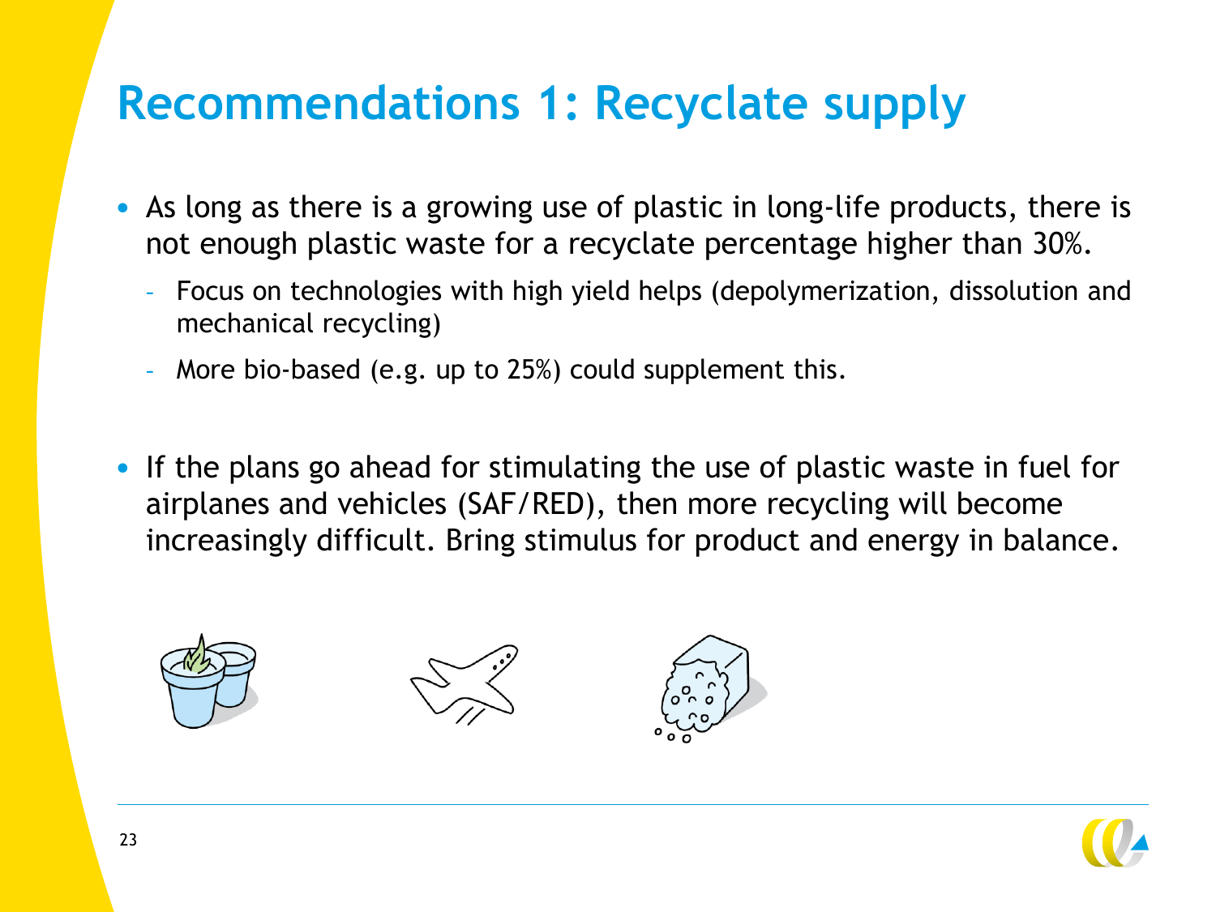# Recommendations 1: Recyclate supply

- As long as there is a growing use of plastic in long-life products, there is not enough plastic waste for a recyclate percentage higher than 30%.
  - Focus on technologies with high yield helps (depolymerization, dissolution and mechanical recycling)
  - More bio-based (e.g. up to 25%) could supplement this.

- If the plans go ahead for stimulating the use of plastic waste in fuel for airplanes and vehicles (SAF/RED), then more recycling will become increasingly difficult. Bring stimulus for product and energy in balance.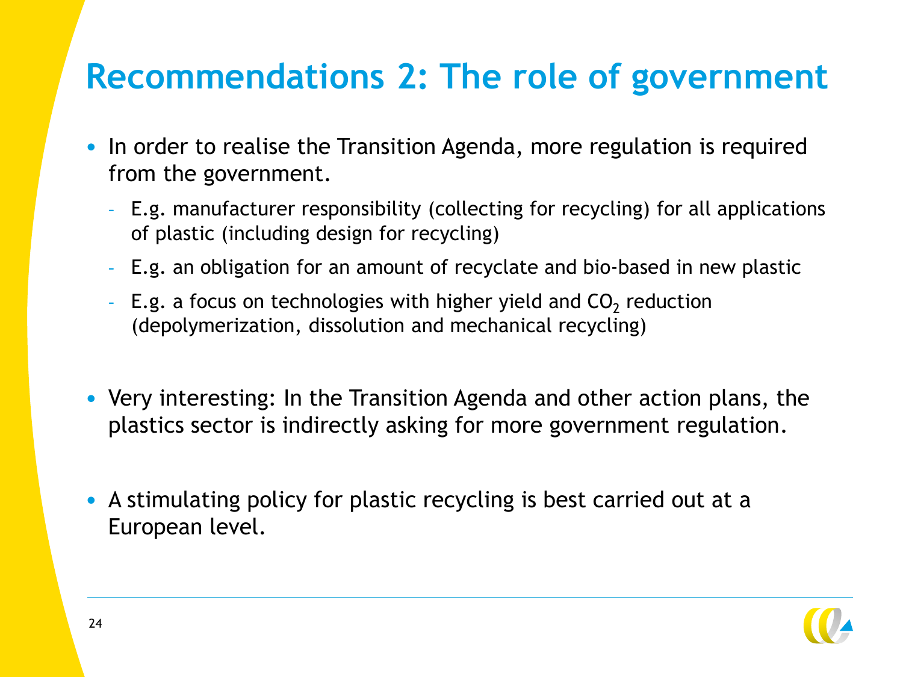# Recommendations 2: The role of government

- In order to realise the Transition Agenda, more regulation is required from the government.
  - E.g. manufacturer responsibility (collecting for recycling) for all applications of plastic (including design for recycling)
  - E.g. an obligation for an amount of recyclate and bio-based in new plastic
  - E.g. a focus on technologies with higher yield and $CO_2$ reduction (depolymerization, dissolution and mechanical recycling)
- Very interesting: In the Transition Agenda and other action plans, the plastics sector is indirectly asking for more government regulation.
- A stimulating policy for plastic recycling is best carried out at a European level.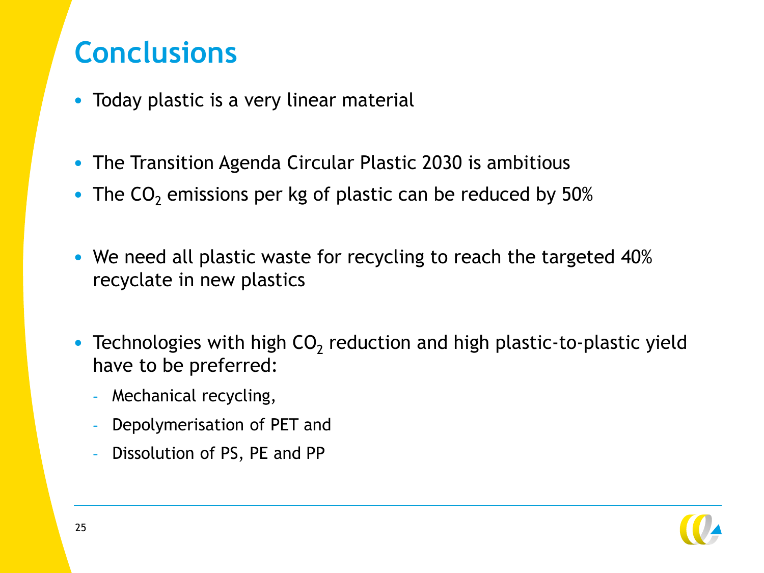# Conclusions

- Today plastic is a very linear material
- The Transition Agenda Circular Plastic 2030 is ambitious
- The $CO_2$ emissions per kg of plastic can be reduced by 50%
- We need all plastic waste for recycling to reach the targeted 40% recyclate in new plastics
- Technologies with high $CO_2$ reduction and high plastic-to-plastic yield have to be preferred:
  - Mechanical recycling,
  - Depolymerisation of PET and
  - Dissolution of PS, PE and PP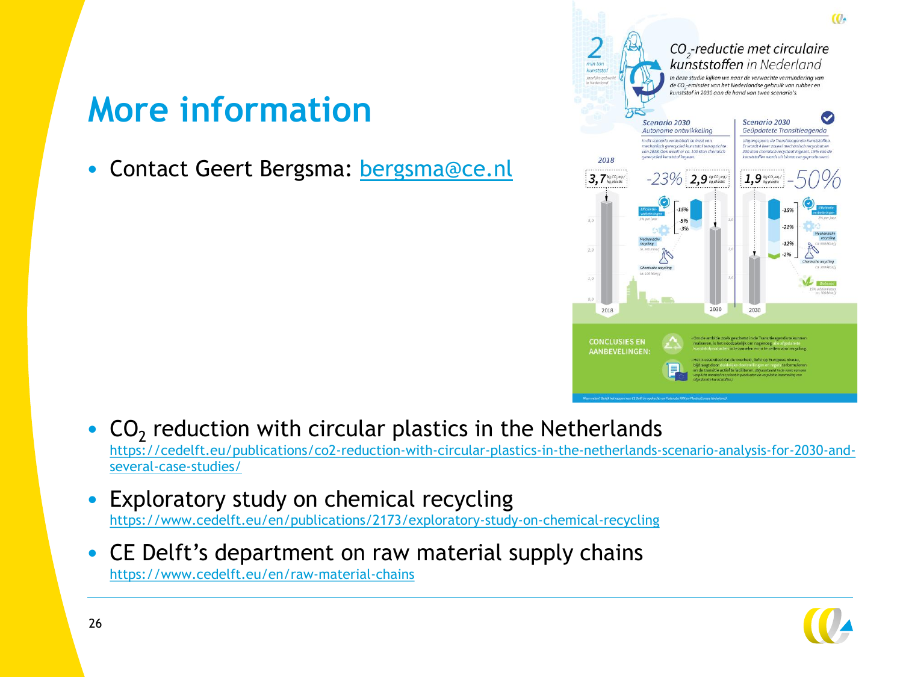# More information

- Contact Geert Bergsma: bergsma@ce.nl

- $CO_2$ reduction with circular plastics in the Netherlands
  https://cedelft.eu/publications/co2-reduction-with-circular-plastics-in-the-netherlands-scenario-analysis-for-2030-and-several-case-studies/

- Exploratory study on chemical recycling
  https://www.cedelft.eu/en/publications/2173/exploratory-study-on-chemical-recycling

- CE Delft's department on raw material supply chains
  https://www.cedelft.eu/en/raw-material-chains